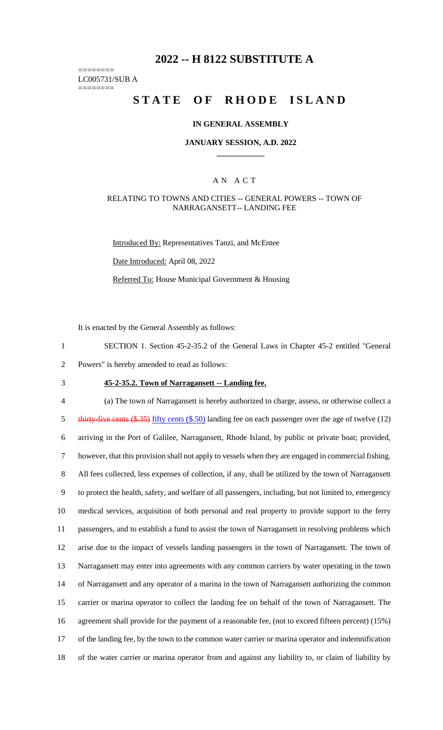# 2022 -- H 8122 SUBSTITUTE A

========
LC005731/SUB A
========

# STATE OF RHODE ISLAND

### IN GENERAL ASSEMBLY

### JANUARY SESSION, A.D. 2022

## A N A C T

RELATING TO TOWNS AND CITIES -- GENERAL POWERS -- TOWN OF NARRAGANSETT-- LANDING FEE

Introduced By: Representatives Tanzi, and McEntee

Date Introduced: April 08, 2022

Referred To: House Municipal Government & Housing

It is enacted by the General Assembly as follows:

1 SECTION 1. Section 45-2-35.2 of the General Laws in Chapter 45-2 entitled "General
2 Powers" is hereby amended to read as follows:

3 **45-2-35.2. Town of Narragansett -- Landing fee.**

4 (a) The town of Narragansett is hereby authorized to charge, assess, or otherwise collect a
5 ~~thirty-five cents ($.35)~~ fifty cents ($.50) landing fee on each passenger over the age of twelve (12)
6 arriving in the Port of Galilee, Narragansett, Rhode Island, by public or private boat; provided,
7 however, that this provision shall not apply to vessels when they are engaged in commercial fishing.
8 All fees collected, less expenses of collection, if any, shall be utilized by the town of Narragansett
9 to protect the health, safety, and welfare of all passengers, including, but not limited to, emergency
10 medical services, acquisition of both personal and real property to provide support to the ferry
11 passengers, and to establish a fund to assist the town of Narragansett in resolving problems which
12 arise due to the impact of vessels landing passengers in the town of Narragansett. The town of
13 Narragansett may enter into agreements with any common carriers by water operating in the town
14 of Narragansett and any operator of a marina in the town of Narragansett authorizing the common
15 carrier or marina operator to collect the landing fee on behalf of the town of Narragansett. The
16 agreement shall provide for the payment of a reasonable fee, (not to exceed fifteen percent) (15%)
17 of the landing fee, by the town to the common water carrier or marina operator and indemnification
18 of the water carrier or marina operator from and against any liability to, or claim of liability by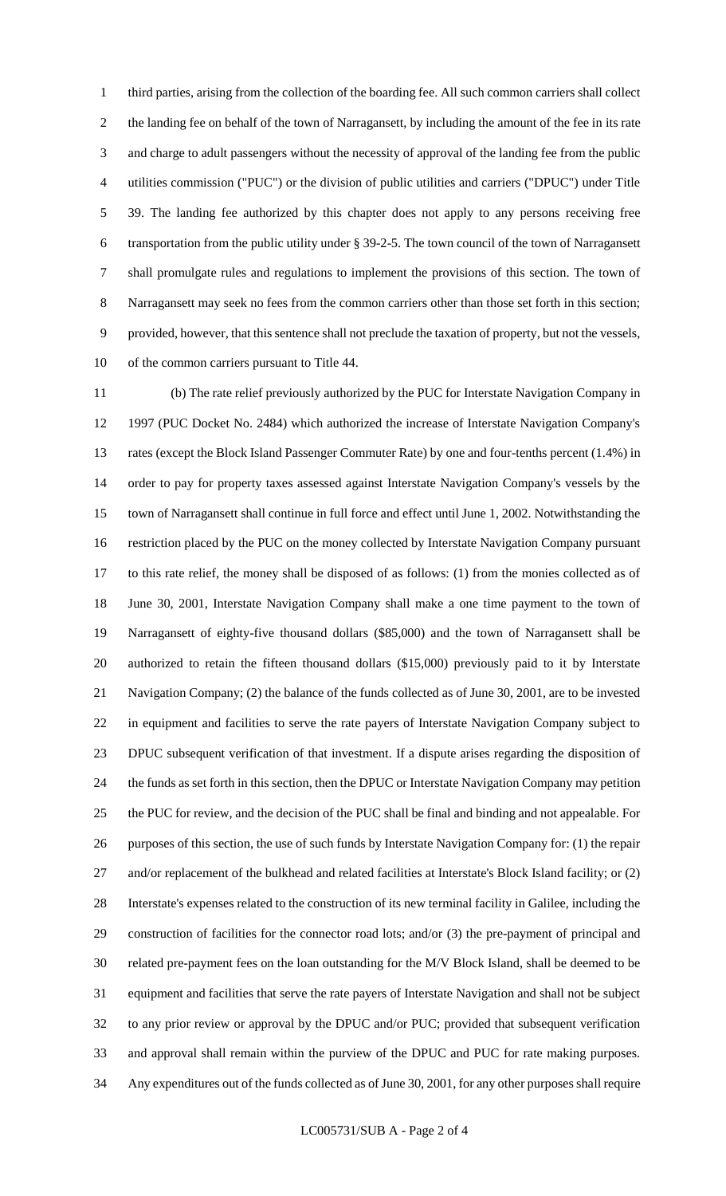third parties, arising from the collection of the boarding fee. All such common carriers shall collect the landing fee on behalf of the town of Narragansett, by including the amount of the fee in its rate and charge to adult passengers without the necessity of approval of the landing fee from the public utilities commission ("PUC") or the division of public utilities and carriers ("DPUC") under Title 39. The landing fee authorized by this chapter does not apply to any persons receiving free transportation from the public utility under § 39-2-5. The town council of the town of Narragansett shall promulgate rules and regulations to implement the provisions of this section. The town of Narragansett may seek no fees from the common carriers other than those set forth in this section; provided, however, that this sentence shall not preclude the taxation of property, but not the vessels, of the common carriers pursuant to Title 44.

(b) The rate relief previously authorized by the PUC for Interstate Navigation Company in 1997 (PUC Docket No. 2484) which authorized the increase of Interstate Navigation Company's rates (except the Block Island Passenger Commuter Rate) by one and four-tenths percent (1.4%) in order to pay for property taxes assessed against Interstate Navigation Company's vessels by the town of Narragansett shall continue in full force and effect until June 1, 2002. Notwithstanding the restriction placed by the PUC on the money collected by Interstate Navigation Company pursuant to this rate relief, the money shall be disposed of as follows: (1) from the monies collected as of June 30, 2001, Interstate Navigation Company shall make a one time payment to the town of Narragansett of eighty-five thousand dollars ($85,000) and the town of Narragansett shall be authorized to retain the fifteen thousand dollars ($15,000) previously paid to it by Interstate Navigation Company; (2) the balance of the funds collected as of June 30, 2001, are to be invested in equipment and facilities to serve the rate payers of Interstate Navigation Company subject to DPUC subsequent verification of that investment. If a dispute arises regarding the disposition of the funds as set forth in this section, then the DPUC or Interstate Navigation Company may petition the PUC for review, and the decision of the PUC shall be final and binding and not appealable. For purposes of this section, the use of such funds by Interstate Navigation Company for: (1) the repair and/or replacement of the bulkhead and related facilities at Interstate's Block Island facility; or (2) Interstate's expenses related to the construction of its new terminal facility in Galilee, including the construction of facilities for the connector road lots; and/or (3) the pre-payment of principal and related pre-payment fees on the loan outstanding for the M/V Block Island, shall be deemed to be equipment and facilities that serve the rate payers of Interstate Navigation and shall not be subject to any prior review or approval by the DPUC and/or PUC; provided that subsequent verification and approval shall remain within the purview of the DPUC and PUC for rate making purposes. Any expenditures out of the funds collected as of June 30, 2001, for any other purposes shall require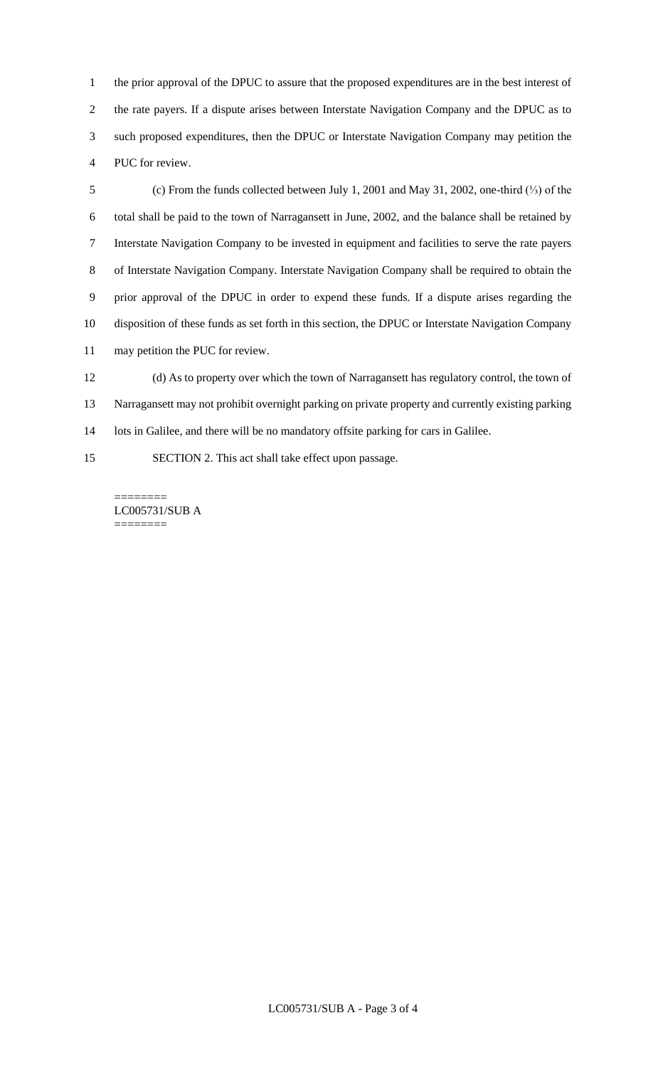the prior approval of the DPUC to assure that the proposed expenditures are in the best interest of the rate payers. If a dispute arises between Interstate Navigation Company and the DPUC as to such proposed expenditures, then the DPUC or Interstate Navigation Company may petition the PUC for review.

(c) From the funds collected between July 1, 2001 and May 31, 2002, one-third (⅓) of the total shall be paid to the town of Narragansett in June, 2002, and the balance shall be retained by Interstate Navigation Company to be invested in equipment and facilities to serve the rate payers of Interstate Navigation Company. Interstate Navigation Company shall be required to obtain the prior approval of the DPUC in order to expend these funds. If a dispute arises regarding the disposition of these funds as set forth in this section, the DPUC or Interstate Navigation Company may petition the PUC for review.

(d) As to property over which the town of Narragansett has regulatory control, the town of Narragansett may not prohibit overnight parking on private property and currently existing parking lots in Galilee, and there will be no mandatory offsite parking for cars in Galilee.

SECTION 2. This act shall take effect upon passage.

========
LC005731/SUB A
========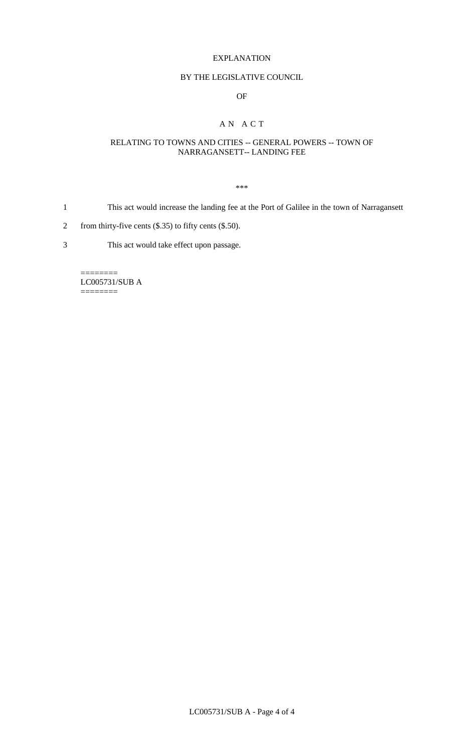EXPLANATION

BY THE LEGISLATIVE COUNCIL

OF

A N A C T

RELATING TO TOWNS AND CITIES -- GENERAL POWERS -- TOWN OF NARRAGANSETT-- LANDING FEE

***

This act would increase the landing fee at the Port of Galilee in the town of Narragansett from thirty-five cents ($.35) to fifty cents ($.50).

This act would take effect upon passage.

========
LC005731/SUB A
========